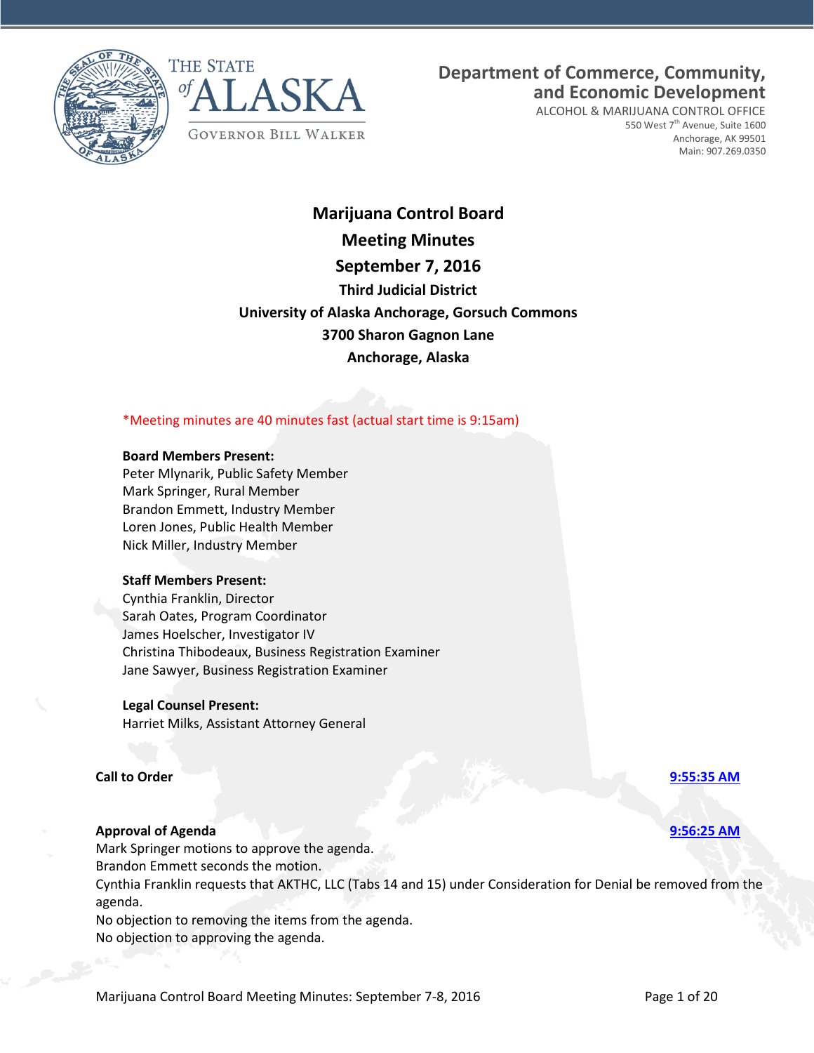THE STATE of ALASKA

GOVERNOR BILL WALKER

**Department of Commerce, Community, and Economic Development**

ALCOHOL & MARIJUANA CONTROL OFFICE
550 West 7th Avenue, Suite 1600
Anchorage, AK 99501
Main: 907.269.0350

# Marijuana Control Board
## Meeting Minutes
## September 7, 2016
### Third Judicial District
### University of Alaska Anchorage, Gorsuch Commons
### 3700 Sharon Gagnon Lane
### Anchorage, Alaska

*Meeting minutes are 40 minutes fast (actual start time is 9:15am)

**Board Members Present:**
Peter Mlynarik, Public Safety Member
Mark Springer, Rural Member
Brandon Emmett, Industry Member
Loren Jones, Public Health Member
Nick Miller, Industry Member

**Staff Members Present:**
Cynthia Franklin, Director
Sarah Oates, Program Coordinator
James Hoelscher, Investigator IV
Christina Thibodeaux, Business Registration Examiner
Jane Sawyer, Business Registration Examiner

**Legal Counsel Present:**
Harriet Milks, Assistant Attorney General

**Call to Order** 9:55:35 AM

**Approval of Agenda** 9:56:25 AM
Mark Springer motions to approve the agenda.
Brandon Emmett seconds the motion.
Cynthia Franklin requests that AKTHC, LLC (Tabs 14 and 15) under Consideration for Denial be removed from the agenda.
No objection to removing the items from the agenda.
No objection to approving the agenda.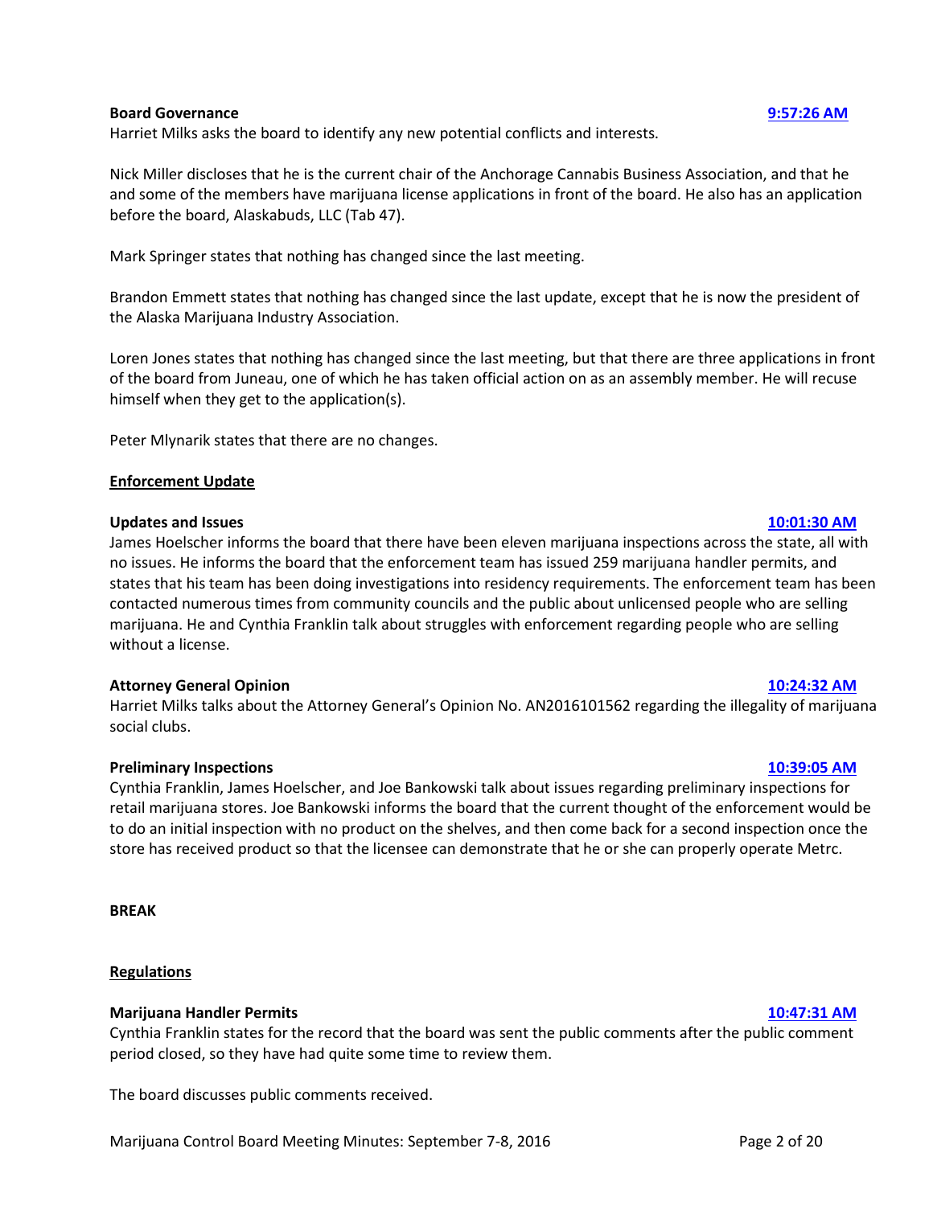**Board Governance** **9:57:26 AM**

Harriet Milks asks the board to identify any new potential conflicts and interests.

Nick Miller discloses that he is the current chair of the Anchorage Cannabis Business Association, and that he and some of the members have marijuana license applications in front of the board. He also has an application before the board, Alaskabuds, LLC (Tab 47).

Mark Springer states that nothing has changed since the last meeting.

Brandon Emmett states that nothing has changed since the last update, except that he is now the president of the Alaska Marijuana Industry Association.

Loren Jones states that nothing has changed since the last meeting, but that there are three applications in front of the board from Juneau, one of which he has taken official action on as an assembly member. He will recuse himself when they get to the application(s).

Peter Mlynarik states that there are no changes.

## Enforcement Update

**Updates and Issues** **10:01:30 AM**

James Hoelscher informs the board that there have been eleven marijuana inspections across the state, all with no issues. He informs the board that the enforcement team has issued 259 marijuana handler permits, and states that his team has been doing investigations into residency requirements. The enforcement team has been contacted numerous times from community councils and the public about unlicensed people who are selling marijuana. He and Cynthia Franklin talk about struggles with enforcement regarding people who are selling without a license.

**Attorney General Opinion** **10:24:32 AM**

Harriet Milks talks about the Attorney General's Opinion No. AN2016101562 regarding the illegality of marijuana social clubs.

**Preliminary Inspections** **10:39:05 AM**

Cynthia Franklin, James Hoelscher, and Joe Bankowski talk about issues regarding preliminary inspections for retail marijuana stores. Joe Bankowski informs the board that the current thought of the enforcement would be to do an initial inspection with no product on the shelves, and then come back for a second inspection once the store has received product so that the licensee can demonstrate that he or she can properly operate Metrc.

**BREAK**

## Regulations

**Marijuana Handler Permits** **10:47:31 AM**

Cynthia Franklin states for the record that the board was sent the public comments after the public comment period closed, so they have had quite some time to review them.

The board discusses public comments received.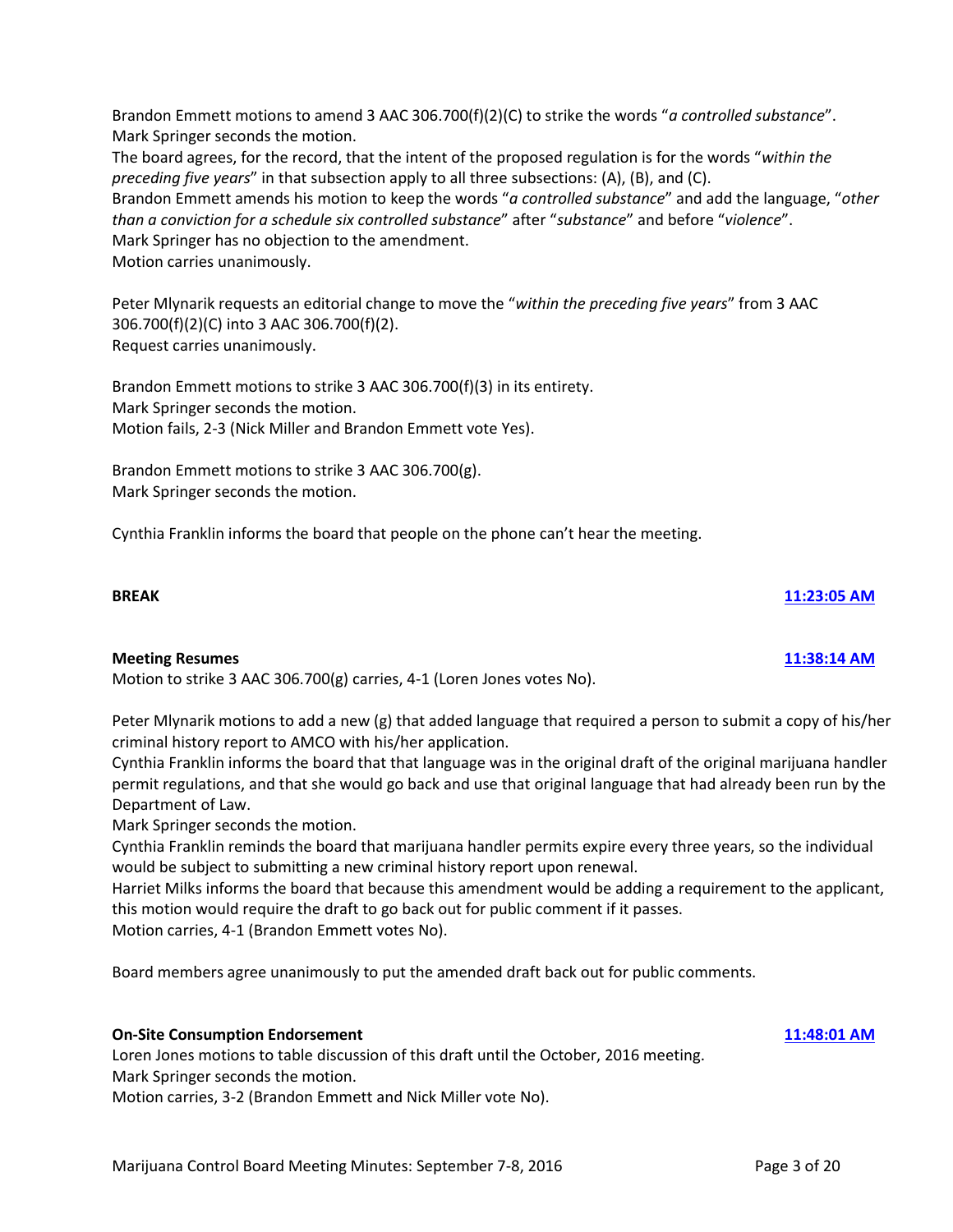Brandon Emmett motions to amend 3 AAC 306.700(f)(2)(C) to strike the words "*a controlled substance*". Mark Springer seconds the motion.
The board agrees, for the record, that the intent of the proposed regulation is for the words "*within the preceding five years*" in that subsection apply to all three subsections: (A), (B), and (C).
Brandon Emmett amends his motion to keep the words "*a controlled substance*" and add the language, "*other than a conviction for a schedule six controlled substance*" after "*substance*" and before "*violence*".
Mark Springer has no objection to the amendment.
Motion carries unanimously.

Peter Mlynarik requests an editorial change to move the "*within the preceding five years*" from 3 AAC 306.700(f)(2)(C) into 3 AAC 306.700(f)(2).
Request carries unanimously.

Brandon Emmett motions to strike 3 AAC 306.700(f)(3) in its entirety.
Mark Springer seconds the motion.
Motion fails, 2-3 (Nick Miller and Brandon Emmett vote Yes).

Brandon Emmett motions to strike 3 AAC 306.700(g).
Mark Springer seconds the motion.

Cynthia Franklin informs the board that people on the phone can't hear the meeting.

**BREAK** 11:23:05 AM

**Meeting Resumes** 11:38:14 AM

Motion to strike 3 AAC 306.700(g) carries, 4-1 (Loren Jones votes No).

Peter Mlynarik motions to add a new (g) that added language that required a person to submit a copy of his/her criminal history report to AMCO with his/her application.
Cynthia Franklin informs the board that that language was in the original draft of the original marijuana handler permit regulations, and that she would go back and use that original language that had already been run by the Department of Law.
Mark Springer seconds the motion.
Cynthia Franklin reminds the board that marijuana handler permits expire every three years, so the individual would be subject to submitting a new criminal history report upon renewal.
Harriet Milks informs the board that because this amendment would be adding a requirement to the applicant, this motion would require the draft to go back out for public comment if it passes.
Motion carries, 4-1 (Brandon Emmett votes No).

Board members agree unanimously to put the amended draft back out for public comments.

**On-Site Consumption Endorsement** 11:48:01 AM

Loren Jones motions to table discussion of this draft until the October, 2016 meeting.
Mark Springer seconds the motion.
Motion carries, 3-2 (Brandon Emmett and Nick Miller vote No).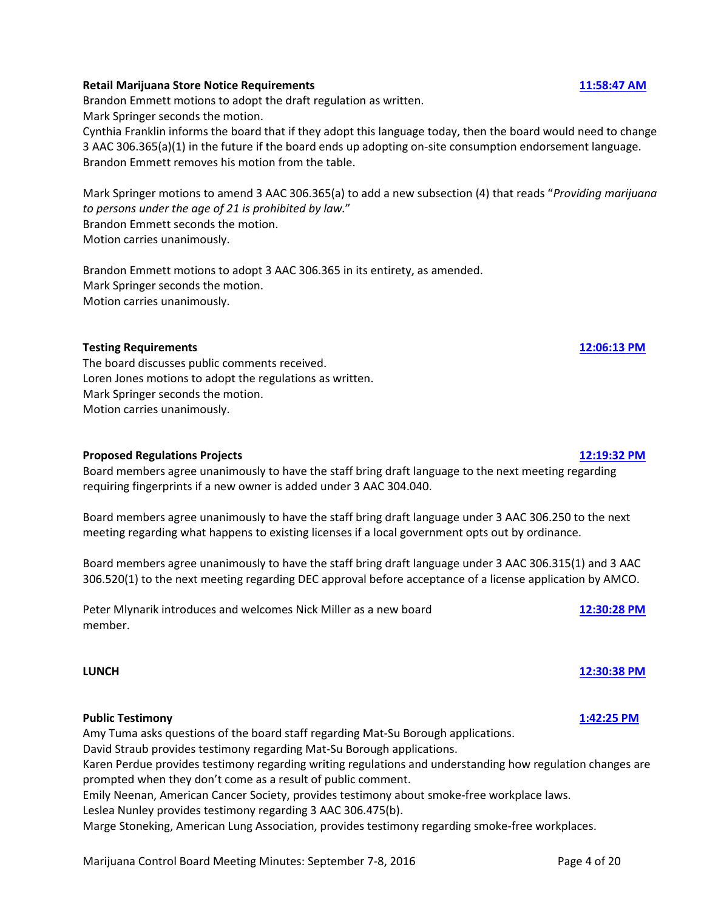**Retail Marijuana Store Notice Requirements** **11:58:47 AM**

Brandon Emmett motions to adopt the draft regulation as written.
Mark Springer seconds the motion.
Cynthia Franklin informs the board that if they adopt this language today, then the board would need to change 3 AAC 306.365(a)(1) in the future if the board ends up adopting on-site consumption endorsement language.
Brandon Emmett removes his motion from the table.

Mark Springer motions to amend 3 AAC 306.365(a) to add a new subsection (4) that reads "*Providing marijuana to persons under the age of 21 is prohibited by law.*"
Brandon Emmett seconds the motion.
Motion carries unanimously.

Brandon Emmett motions to adopt 3 AAC 306.365 in its entirety, as amended.
Mark Springer seconds the motion.
Motion carries unanimously.

**Testing Requirements** **12:06:13 PM**

The board discusses public comments received.
Loren Jones motions to adopt the regulations as written.
Mark Springer seconds the motion.
Motion carries unanimously.

**Proposed Regulations Projects** **12:19:32 PM**

Board members agree unanimously to have the staff bring draft language to the next meeting regarding requiring fingerprints if a new owner is added under 3 AAC 304.040.

Board members agree unanimously to have the staff bring draft language under 3 AAC 306.250 to the next meeting regarding what happens to existing licenses if a local government opts out by ordinance.

Board members agree unanimously to have the staff bring draft language under 3 AAC 306.315(1) and 3 AAC 306.520(1) to the next meeting regarding DEC approval before acceptance of a license application by AMCO.

Peter Mlynarik introduces and welcomes Nick Miller as a new board member. **12:30:28 PM**

**LUNCH** **12:30:38 PM**

**Public Testimony** **1:42:25 PM**

Amy Tuma asks questions of the board staff regarding Mat-Su Borough applications.
David Straub provides testimony regarding Mat-Su Borough applications.
Karen Perdue provides testimony regarding writing regulations and understanding how regulation changes are prompted when they don't come as a result of public comment.
Emily Neenan, American Cancer Society, provides testimony about smoke-free workplace laws.
Leslea Nunley provides testimony regarding 3 AAC 306.475(b).
Marge Stoneking, American Lung Association, provides testimony regarding smoke-free workplaces.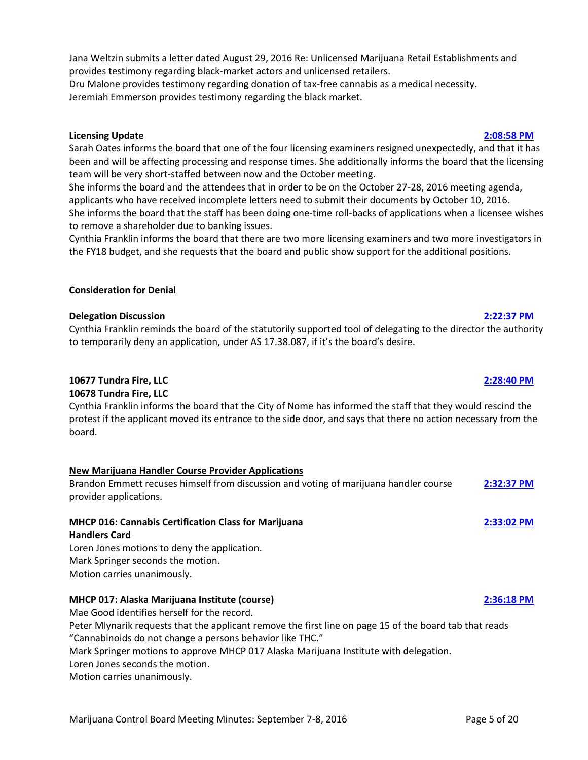Jana Weltzin submits a letter dated August 29, 2016 Re: Unlicensed Marijuana Retail Establishments and provides testimony regarding black-market actors and unlicensed retailers.
Dru Malone provides testimony regarding donation of tax-free cannabis as a medical necessity.
Jeremiah Emmerson provides testimony regarding the black market.

**Licensing Update** **2:08:58 PM**

Sarah Oates informs the board that one of the four licensing examiners resigned unexpectedly, and that it has been and will be affecting processing and response times. She additionally informs the board that the licensing team will be very short-staffed between now and the October meeting.
She informs the board and the attendees that in order to be on the October 27-28, 2016 meeting agenda, applicants who have received incomplete letters need to submit their documents by October 10, 2016.
She informs the board that the staff has been doing one-time roll-backs of applications when a licensee wishes to remove a shareholder due to banking issues.
Cynthia Franklin informs the board that there are two more licensing examiners and two more investigators in the FY18 budget, and she requests that the board and public show support for the additional positions.

**Consideration for Denial**

**Delegation Discussion** **2:22:37 PM**

Cynthia Franklin reminds the board of the statutorily supported tool of delegating to the director the authority to temporarily deny an application, under AS 17.38.087, if it's the board's desire.

**10677 Tundra Fire, LLC** **2:28:40 PM**
**10678 Tundra Fire, LLC**

Cynthia Franklin informs the board that the City of Nome has informed the staff that they would rescind the protest if the applicant moved its entrance to the side door, and says that there no action necessary from the board.

**New Marijuana Handler Course Provider Applications**

Brandon Emmett recuses himself from discussion and voting of marijuana handler course provider applications. **2:32:37 PM**

**MHCP 016: Cannabis Certification Class for Marijuana Handlers Card** **2:33:02 PM**

Loren Jones motions to deny the application.
Mark Springer seconds the motion.
Motion carries unanimously.

**MHCP 017: Alaska Marijuana Institute (course)** **2:36:18 PM**

Mae Good identifies herself for the record.
Peter Mlynarik requests that the applicant remove the first line on page 15 of the board tab that reads "Cannabinoids do not change a persons behavior like THC."
Mark Springer motions to approve MHCP 017 Alaska Marijuana Institute with delegation.
Loren Jones seconds the motion.
Motion carries unanimously.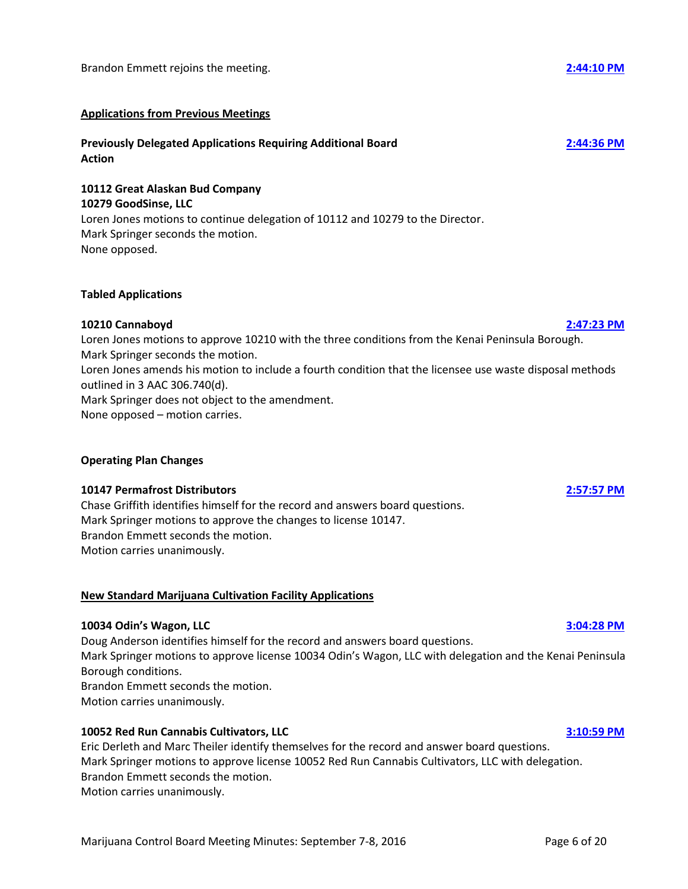Brandon Emmett rejoins the meeting. **2:44:10 PM**

**Applications from Previous Meetings**

**Previously Delegated Applications Requiring Additional Board Action** **2:44:36 PM**

**10112 Great Alaskan Bud Company**
**10279 GoodSinse, LLC**
Loren Jones motions to continue delegation of 10112 and 10279 to the Director.
Mark Springer seconds the motion.
None opposed.

**Tabled Applications**

**10210 Cannaboyd** **2:47:23 PM**
Loren Jones motions to approve 10210 with the three conditions from the Kenai Peninsula Borough.
Mark Springer seconds the motion.
Loren Jones amends his motion to include a fourth condition that the licensee use waste disposal methods outlined in 3 AAC 306.740(d).
Mark Springer does not object to the amendment.
None opposed – motion carries.

**Operating Plan Changes**

**10147 Permafrost Distributors** **2:57:57 PM**
Chase Griffith identifies himself for the record and answers board questions.
Mark Springer motions to approve the changes to license 10147.
Brandon Emmett seconds the motion.
Motion carries unanimously.

**New Standard Marijuana Cultivation Facility Applications**

**10034 Odin's Wagon, LLC** **3:04:28 PM**
Doug Anderson identifies himself for the record and answers board questions.
Mark Springer motions to approve license 10034 Odin's Wagon, LLC with delegation and the Kenai Peninsula Borough conditions.
Brandon Emmett seconds the motion.
Motion carries unanimously.

**10052 Red Run Cannabis Cultivators, LLC** **3:10:59 PM**
Eric Derleth and Marc Theiler identify themselves for the record and answer board questions.
Mark Springer motions to approve license 10052 Red Run Cannabis Cultivators, LLC with delegation.
Brandon Emmett seconds the motion.
Motion carries unanimously.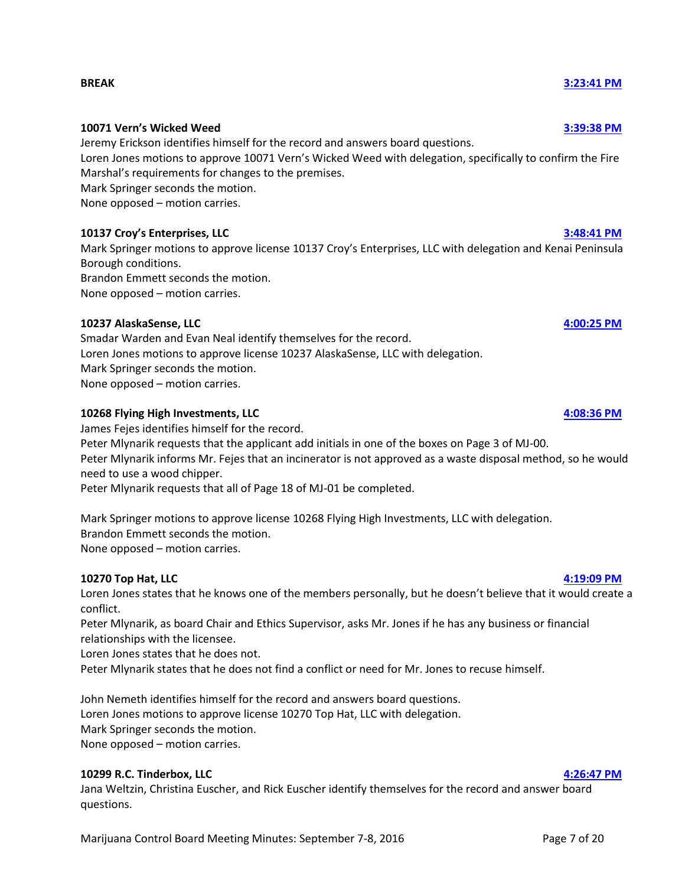**BREAK** **3:23:41 PM**

**10071 Vern's Wicked Weed** **3:39:38 PM**

Jeremy Erickson identifies himself for the record and answers board questions.
Loren Jones motions to approve 10071 Vern's Wicked Weed with delegation, specifically to confirm the Fire Marshal's requirements for changes to the premises.
Mark Springer seconds the motion.
None opposed – motion carries.

**10137 Croy's Enterprises, LLC** **3:48:41 PM**

Mark Springer motions to approve license 10137 Croy's Enterprises, LLC with delegation and Kenai Peninsula Borough conditions.
Brandon Emmett seconds the motion.
None opposed – motion carries.

**10237 AlaskaSense, LLC** **4:00:25 PM**

Smadar Warden and Evan Neal identify themselves for the record.
Loren Jones motions to approve license 10237 AlaskaSense, LLC with delegation.
Mark Springer seconds the motion.
None opposed – motion carries.

**10268 Flying High Investments, LLC** **4:08:36 PM**

James Fejes identifies himself for the record.
Peter Mlynarik requests that the applicant add initials in one of the boxes on Page 3 of MJ-00.
Peter Mlynarik informs Mr. Fejes that an incinerator is not approved as a waste disposal method, so he would need to use a wood chipper.
Peter Mlynarik requests that all of Page 18 of MJ-01 be completed.

Mark Springer motions to approve license 10268 Flying High Investments, LLC with delegation.
Brandon Emmett seconds the motion.
None opposed – motion carries.

**10270 Top Hat, LLC** **4:19:09 PM**

Loren Jones states that he knows one of the members personally, but he doesn't believe that it would create a conflict.
Peter Mlynarik, as board Chair and Ethics Supervisor, asks Mr. Jones if he has any business or financial relationships with the licensee.
Loren Jones states that he does not.
Peter Mlynarik states that he does not find a conflict or need for Mr. Jones to recuse himself.

John Nemeth identifies himself for the record and answers board questions.
Loren Jones motions to approve license 10270 Top Hat, LLC with delegation.
Mark Springer seconds the motion.
None opposed – motion carries.

**10299 R.C. Tinderbox, LLC** **4:26:47 PM**

Jana Weltzin, Christina Euscher, and Rick Euscher identify themselves for the record and answer board questions.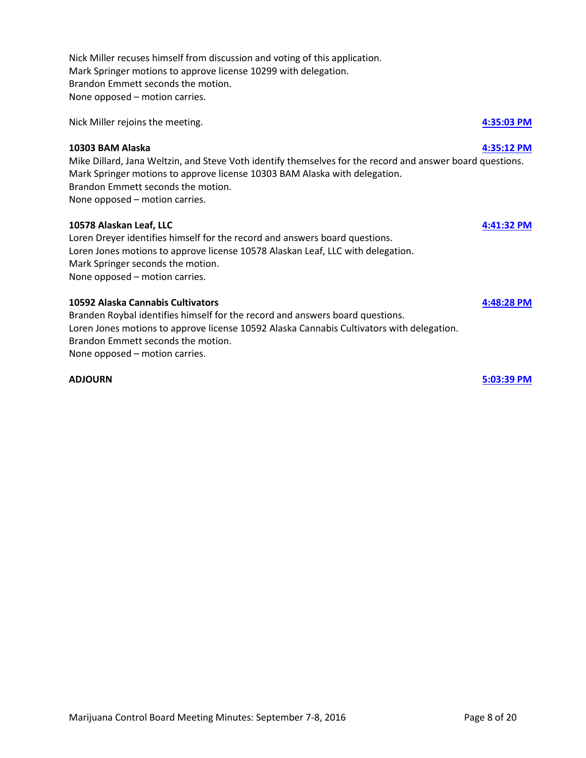Nick Miller recuses himself from discussion and voting of this application.
Mark Springer motions to approve license 10299 with delegation.
Brandon Emmett seconds the motion.
None opposed – motion carries.

Nick Miller rejoins the meeting. **4:35:03 PM**

**10303 BAM Alaska** **4:35:12 PM**

Mike Dillard, Jana Weltzin, and Steve Voth identify themselves for the record and answer board questions.
Mark Springer motions to approve license 10303 BAM Alaska with delegation.
Brandon Emmett seconds the motion.
None opposed – motion carries.

**10578 Alaskan Leaf, LLC** **4:41:32 PM**

Loren Dreyer identifies himself for the record and answers board questions.
Loren Jones motions to approve license 10578 Alaskan Leaf, LLC with delegation.
Mark Springer seconds the motion.
None opposed – motion carries.

**10592 Alaska Cannabis Cultivators** **4:48:28 PM**

Branden Roybal identifies himself for the record and answers board questions.
Loren Jones motions to approve license 10592 Alaska Cannabis Cultivators with delegation.
Brandon Emmett seconds the motion.
None opposed – motion carries.

**ADJOURN** **5:03:39 PM**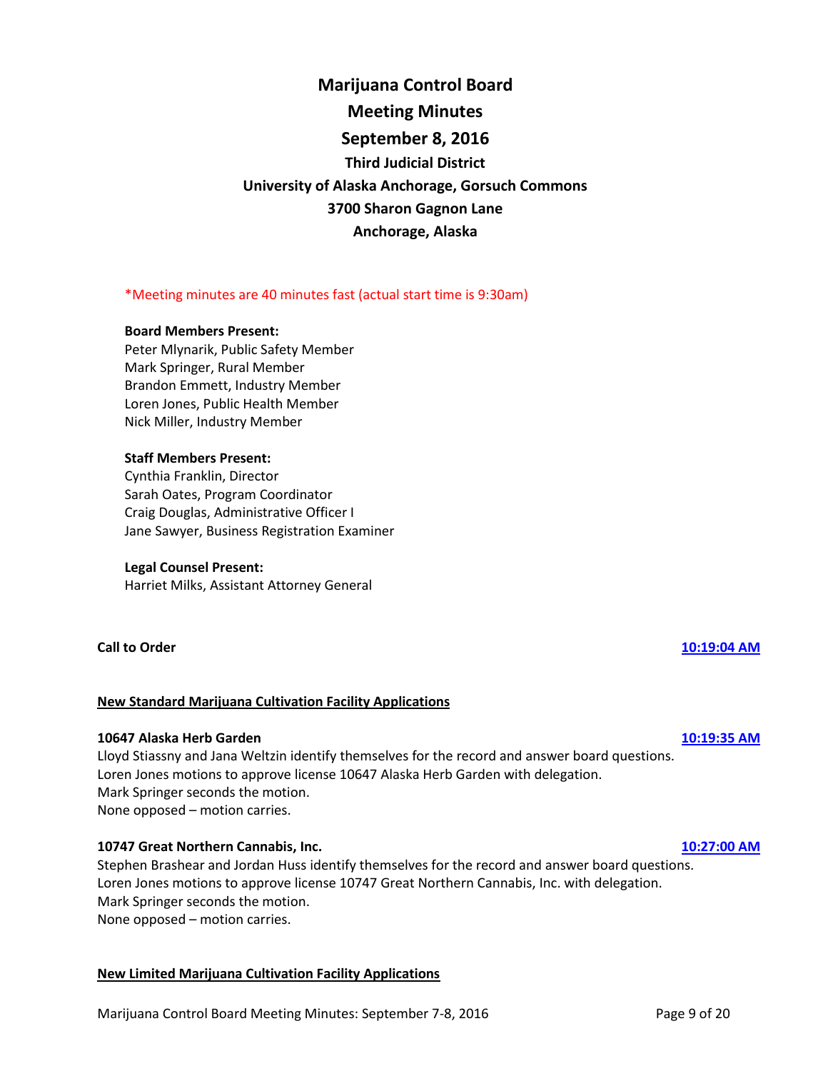# Marijuana Control Board

## Meeting Minutes

## September 8, 2016

### Third Judicial District

### University of Alaska Anchorage, Gorsuch Commons

### 3700 Sharon Gagnon Lane

### Anchorage, Alaska

*Meeting minutes are 40 minutes fast (actual start time is 9:30am)

**Board Members Present:**
Peter Mlynarik, Public Safety Member
Mark Springer, Rural Member
Brandon Emmett, Industry Member
Loren Jones, Public Health Member
Nick Miller, Industry Member

**Staff Members Present:**
Cynthia Franklin, Director
Sarah Oates, Program Coordinator
Craig Douglas, Administrative Officer I
Jane Sawyer, Business Registration Examiner

**Legal Counsel Present:**
Harriet Milks, Assistant Attorney General

**Call to Order** **10:19:04 AM**

**New Standard Marijuana Cultivation Facility Applications**

**10647 Alaska Herb Garden** **10:19:35 AM**

Lloyd Stiassny and Jana Weltzin identify themselves for the record and answer board questions.
Loren Jones motions to approve license 10647 Alaska Herb Garden with delegation.
Mark Springer seconds the motion.
None opposed – motion carries.

**10747 Great Northern Cannabis, Inc.** **10:27:00 AM**

Stephen Brashear and Jordan Huss identify themselves for the record and answer board questions.
Loren Jones motions to approve license 10747 Great Northern Cannabis, Inc. with delegation.
Mark Springer seconds the motion.
None opposed – motion carries.

**New Limited Marijuana Cultivation Facility Applications**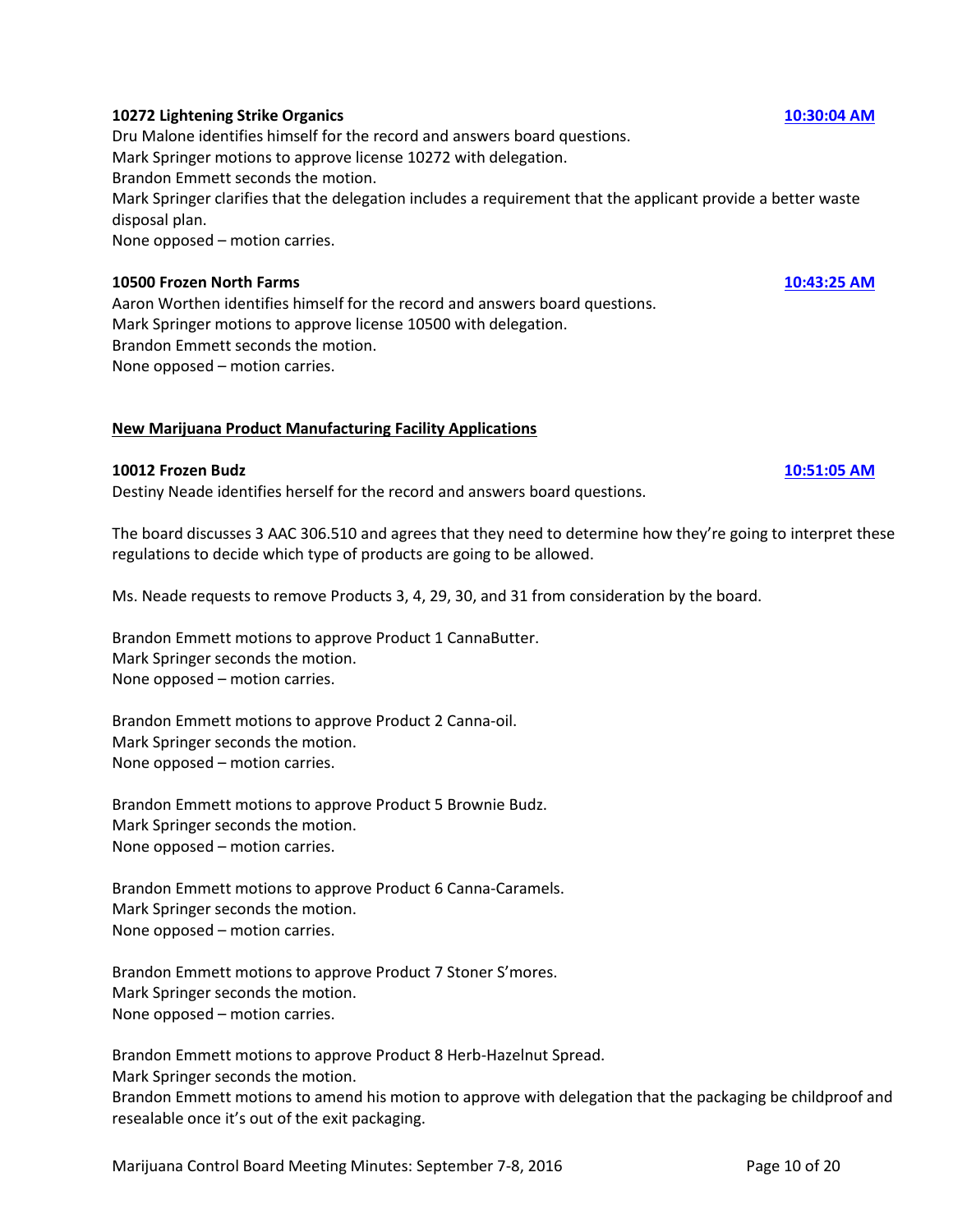**10272 Lightening Strike Organics** **10:30:04 AM**

Dru Malone identifies himself for the record and answers board questions.
Mark Springer motions to approve license 10272 with delegation.
Brandon Emmett seconds the motion.
Mark Springer clarifies that the delegation includes a requirement that the applicant provide a better waste disposal plan.
None opposed – motion carries.

**10500 Frozen North Farms** **10:43:25 AM**

Aaron Worthen identifies himself for the record and answers board questions.
Mark Springer motions to approve license 10500 with delegation.
Brandon Emmett seconds the motion.
None opposed – motion carries.

**New Marijuana Product Manufacturing Facility Applications**

**10012 Frozen Budz** **10:51:05 AM**

Destiny Neade identifies herself for the record and answers board questions.

The board discusses 3 AAC 306.510 and agrees that they need to determine how they're going to interpret these regulations to decide which type of products are going to be allowed.

Ms. Neade requests to remove Products 3, 4, 29, 30, and 31 from consideration by the board.

Brandon Emmett motions to approve Product 1 CannaButter.
Mark Springer seconds the motion.
None opposed – motion carries.

Brandon Emmett motions to approve Product 2 Canna-oil.
Mark Springer seconds the motion.
None opposed – motion carries.

Brandon Emmett motions to approve Product 5 Brownie Budz.
Mark Springer seconds the motion.
None opposed – motion carries.

Brandon Emmett motions to approve Product 6 Canna-Caramels.
Mark Springer seconds the motion.
None opposed – motion carries.

Brandon Emmett motions to approve Product 7 Stoner S'mores.
Mark Springer seconds the motion.
None opposed – motion carries.

Brandon Emmett motions to approve Product 8 Herb-Hazelnut Spread.
Mark Springer seconds the motion.
Brandon Emmett motions to amend his motion to approve with delegation that the packaging be childproof and resealable once it's out of the exit packaging.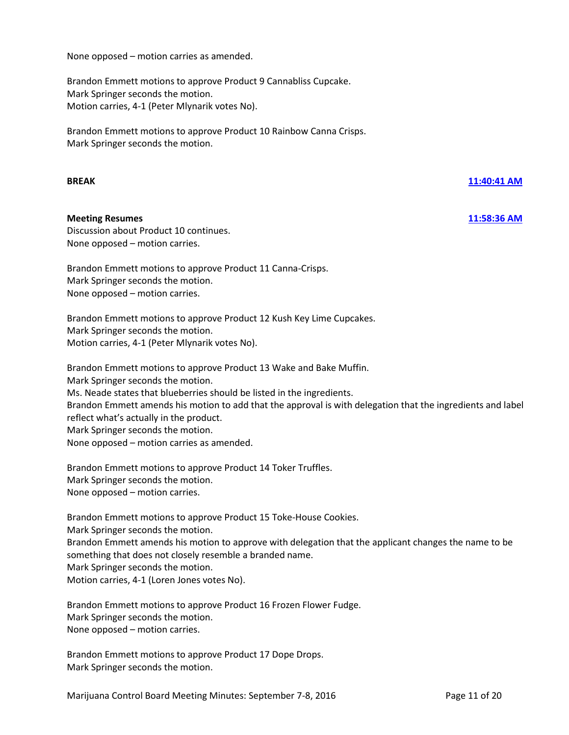None opposed – motion carries as amended.

Brandon Emmett motions to approve Product 9 Cannabliss Cupcake.
Mark Springer seconds the motion.
Motion carries, 4-1 (Peter Mlynarik votes No).

Brandon Emmett motions to approve Product 10 Rainbow Canna Crisps.
Mark Springer seconds the motion.

**BREAK** [11:40:41 AM]

**Meeting Resumes** [11:58:36 AM]
Discussion about Product 10 continues.
None opposed – motion carries.

Brandon Emmett motions to approve Product 11 Canna-Crisps.
Mark Springer seconds the motion.
None opposed – motion carries.

Brandon Emmett motions to approve Product 12 Kush Key Lime Cupcakes.
Mark Springer seconds the motion.
Motion carries, 4-1 (Peter Mlynarik votes No).

Brandon Emmett motions to approve Product 13 Wake and Bake Muffin.
Mark Springer seconds the motion.
Ms. Neade states that blueberries should be listed in the ingredients.
Brandon Emmett amends his motion to add that the approval is with delegation that the ingredients and label reflect what's actually in the product.
Mark Springer seconds the motion.
None opposed – motion carries as amended.

Brandon Emmett motions to approve Product 14 Toker Truffles.
Mark Springer seconds the motion.
None opposed – motion carries.

Brandon Emmett motions to approve Product 15 Toke-House Cookies.
Mark Springer seconds the motion.
Brandon Emmett amends his motion to approve with delegation that the applicant changes the name to be something that does not closely resemble a branded name.
Mark Springer seconds the motion.
Motion carries, 4-1 (Loren Jones votes No).

Brandon Emmett motions to approve Product 16 Frozen Flower Fudge.
Mark Springer seconds the motion.
None opposed – motion carries.

Brandon Emmett motions to approve Product 17 Dope Drops.
Mark Springer seconds the motion.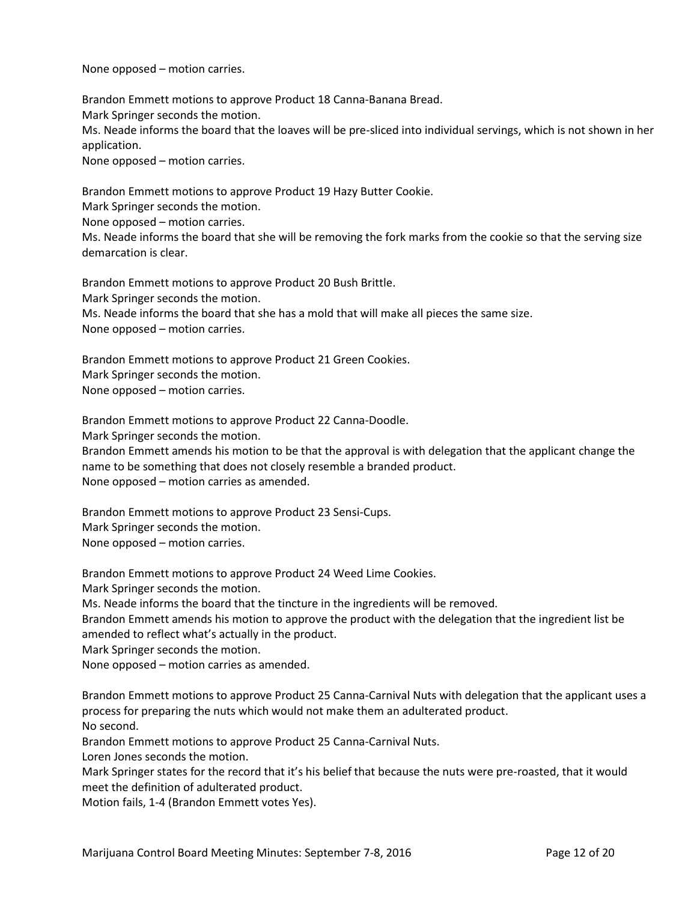None opposed – motion carries.

Brandon Emmett motions to approve Product 18 Canna-Banana Bread.
Mark Springer seconds the motion.
Ms. Neade informs the board that the loaves will be pre-sliced into individual servings, which is not shown in her application.
None opposed – motion carries.

Brandon Emmett motions to approve Product 19 Hazy Butter Cookie.
Mark Springer seconds the motion.
None opposed – motion carries.
Ms. Neade informs the board that she will be removing the fork marks from the cookie so that the serving size demarcation is clear.

Brandon Emmett motions to approve Product 20 Bush Brittle.
Mark Springer seconds the motion.
Ms. Neade informs the board that she has a mold that will make all pieces the same size.
None opposed – motion carries.

Brandon Emmett motions to approve Product 21 Green Cookies.
Mark Springer seconds the motion.
None opposed – motion carries.

Brandon Emmett motions to approve Product 22 Canna-Doodle.
Mark Springer seconds the motion.
Brandon Emmett amends his motion to be that the approval is with delegation that the applicant change the name to be something that does not closely resemble a branded product.
None opposed – motion carries as amended.

Brandon Emmett motions to approve Product 23 Sensi-Cups.
Mark Springer seconds the motion.
None opposed – motion carries.

Brandon Emmett motions to approve Product 24 Weed Lime Cookies.
Mark Springer seconds the motion.
Ms. Neade informs the board that the tincture in the ingredients will be removed.
Brandon Emmett amends his motion to approve the product with the delegation that the ingredient list be amended to reflect what's actually in the product.
Mark Springer seconds the motion.
None opposed – motion carries as amended.

Brandon Emmett motions to approve Product 25 Canna-Carnival Nuts with delegation that the applicant uses a process for preparing the nuts which would not make them an adulterated product.
No second.
Brandon Emmett motions to approve Product 25 Canna-Carnival Nuts.
Loren Jones seconds the motion.
Mark Springer states for the record that it's his belief that because the nuts were pre-roasted, that it would meet the definition of adulterated product.
Motion fails, 1-4 (Brandon Emmett votes Yes).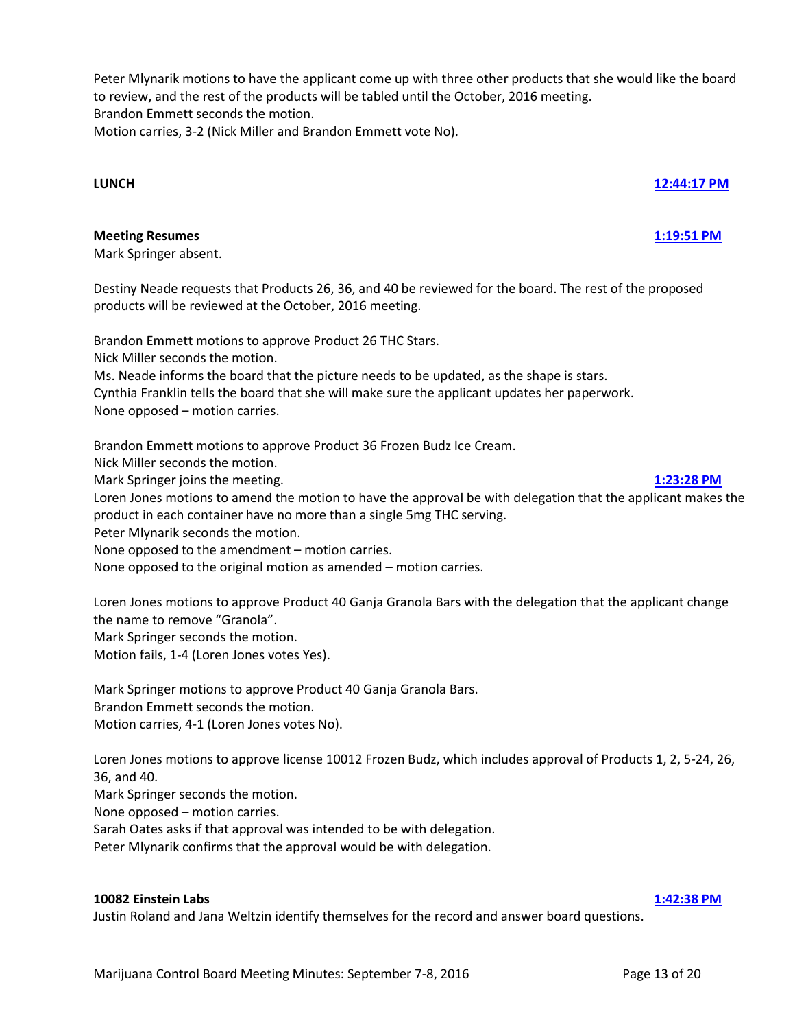Peter Mlynarik motions to have the applicant come up with three other products that she would like the board to review, and the rest of the products will be tabled until the October, 2016 meeting.
Brandon Emmett seconds the motion.
Motion carries, 3-2 (Nick Miller and Brandon Emmett vote No).

**LUNCH** **12:44:17 PM**

**Meeting Resumes** **1:19:51 PM**
Mark Springer absent.

Destiny Neade requests that Products 26, 36, and 40 be reviewed for the board. The rest of the proposed products will be reviewed at the October, 2016 meeting.

Brandon Emmett motions to approve Product 26 THC Stars.
Nick Miller seconds the motion.
Ms. Neade informs the board that the picture needs to be updated, as the shape is stars.
Cynthia Franklin tells the board that she will make sure the applicant updates her paperwork.
None opposed – motion carries.

Brandon Emmett motions to approve Product 36 Frozen Budz Ice Cream.
Nick Miller seconds the motion.
Mark Springer joins the meeting. **1:23:28 PM**
Loren Jones motions to amend the motion to have the approval be with delegation that the applicant makes the product in each container have no more than a single 5mg THC serving.
Peter Mlynarik seconds the motion.
None opposed to the amendment – motion carries.
None opposed to the original motion as amended – motion carries.

Loren Jones motions to approve Product 40 Ganja Granola Bars with the delegation that the applicant change the name to remove "Granola".
Mark Springer seconds the motion.
Motion fails, 1-4 (Loren Jones votes Yes).

Mark Springer motions to approve Product 40 Ganja Granola Bars.
Brandon Emmett seconds the motion.
Motion carries, 4-1 (Loren Jones votes No).

Loren Jones motions to approve license 10012 Frozen Budz, which includes approval of Products 1, 2, 5-24, 26, 36, and 40.
Mark Springer seconds the motion.
None opposed – motion carries.
Sarah Oates asks if that approval was intended to be with delegation.
Peter Mlynarik confirms that the approval would be with delegation.

**10082 Einstein Labs** **1:42:38 PM**
Justin Roland and Jana Weltzin identify themselves for the record and answer board questions.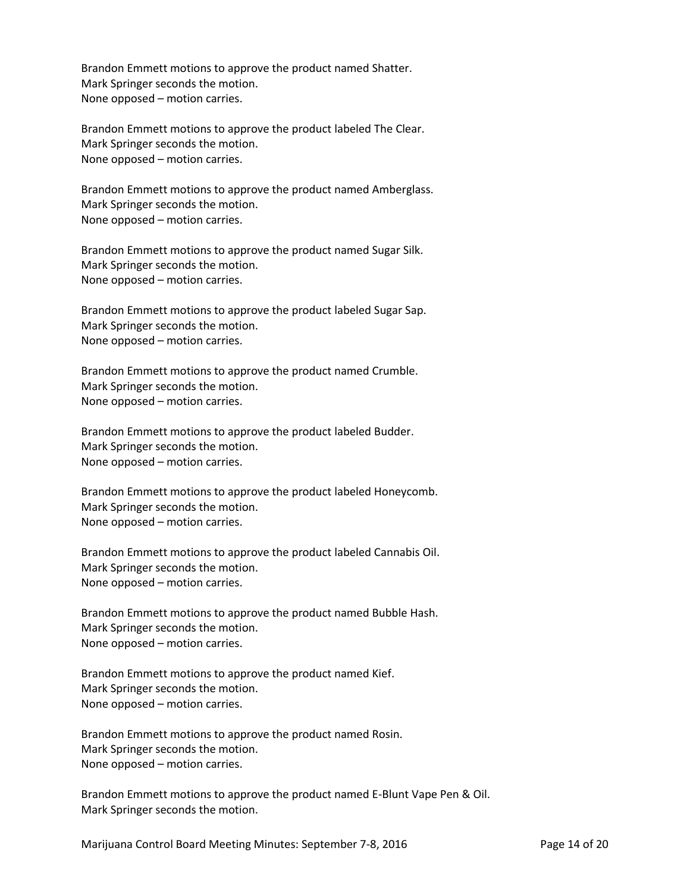Brandon Emmett motions to approve the product named Shatter.
Mark Springer seconds the motion.
None opposed – motion carries.

Brandon Emmett motions to approve the product labeled The Clear.
Mark Springer seconds the motion.
None opposed – motion carries.

Brandon Emmett motions to approve the product named Amberglass.
Mark Springer seconds the motion.
None opposed – motion carries.

Brandon Emmett motions to approve the product named Sugar Silk.
Mark Springer seconds the motion.
None opposed – motion carries.

Brandon Emmett motions to approve the product labeled Sugar Sap.
Mark Springer seconds the motion.
None opposed – motion carries.

Brandon Emmett motions to approve the product named Crumble.
Mark Springer seconds the motion.
None opposed – motion carries.

Brandon Emmett motions to approve the product labeled Budder.
Mark Springer seconds the motion.
None opposed – motion carries.

Brandon Emmett motions to approve the product labeled Honeycomb.
Mark Springer seconds the motion.
None opposed – motion carries.

Brandon Emmett motions to approve the product labeled Cannabis Oil.
Mark Springer seconds the motion.
None opposed – motion carries.

Brandon Emmett motions to approve the product named Bubble Hash.
Mark Springer seconds the motion.
None opposed – motion carries.

Brandon Emmett motions to approve the product named Kief.
Mark Springer seconds the motion.
None opposed – motion carries.

Brandon Emmett motions to approve the product named Rosin.
Mark Springer seconds the motion.
None opposed – motion carries.

Brandon Emmett motions to approve the product named E-Blunt Vape Pen & Oil.
Mark Springer seconds the motion.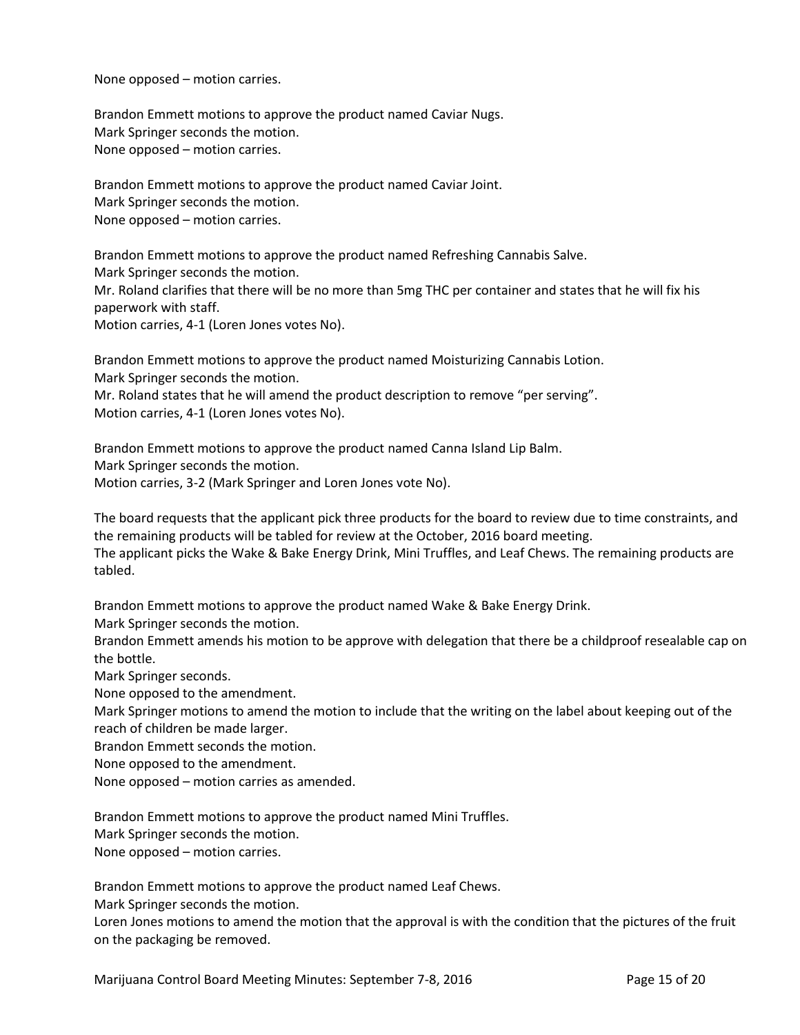None opposed – motion carries.

Brandon Emmett motions to approve the product named Caviar Nugs.
Mark Springer seconds the motion.
None opposed – motion carries.

Brandon Emmett motions to approve the product named Caviar Joint.
Mark Springer seconds the motion.
None opposed – motion carries.

Brandon Emmett motions to approve the product named Refreshing Cannabis Salve.
Mark Springer seconds the motion.
Mr. Roland clarifies that there will be no more than 5mg THC per container and states that he will fix his paperwork with staff.
Motion carries, 4-1 (Loren Jones votes No).

Brandon Emmett motions to approve the product named Moisturizing Cannabis Lotion.
Mark Springer seconds the motion.
Mr. Roland states that he will amend the product description to remove "per serving".
Motion carries, 4-1 (Loren Jones votes No).

Brandon Emmett motions to approve the product named Canna Island Lip Balm.
Mark Springer seconds the motion.
Motion carries, 3-2 (Mark Springer and Loren Jones vote No).

The board requests that the applicant pick three products for the board to review due to time constraints, and the remaining products will be tabled for review at the October, 2016 board meeting.
The applicant picks the Wake & Bake Energy Drink, Mini Truffles, and Leaf Chews. The remaining products are tabled.

Brandon Emmett motions to approve the product named Wake & Bake Energy Drink.
Mark Springer seconds the motion.
Brandon Emmett amends his motion to be approve with delegation that there be a childproof resealable cap on the bottle.
Mark Springer seconds.
None opposed to the amendment.
Mark Springer motions to amend the motion to include that the writing on the label about keeping out of the reach of children be made larger.
Brandon Emmett seconds the motion.
None opposed to the amendment.
None opposed – motion carries as amended.

Brandon Emmett motions to approve the product named Mini Truffles.
Mark Springer seconds the motion.
None opposed – motion carries.

Brandon Emmett motions to approve the product named Leaf Chews.
Mark Springer seconds the motion.
Loren Jones motions to amend the motion that the approval is with the condition that the pictures of the fruit on the packaging be removed.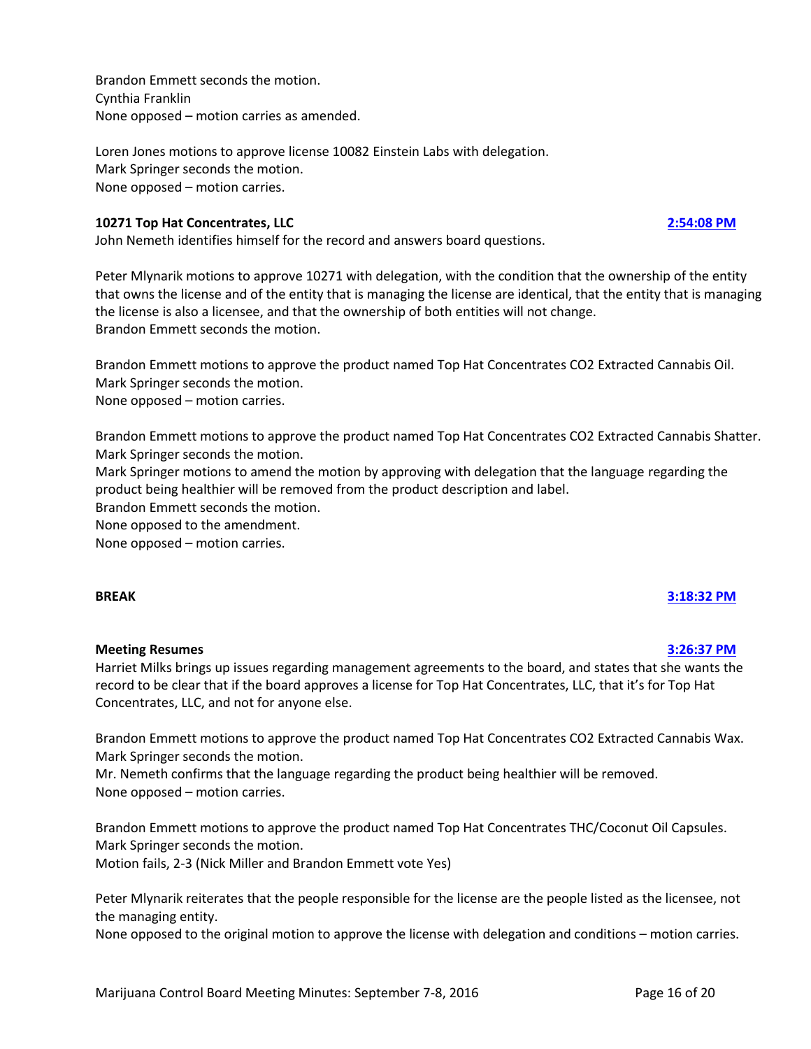Brandon Emmett seconds the motion.
Cynthia Franklin
None opposed – motion carries as amended.

Loren Jones motions to approve license 10082 Einstein Labs with delegation.
Mark Springer seconds the motion.
None opposed – motion carries.

**10271 Top Hat Concentrates, LLC** **2:54:08 PM**
John Nemeth identifies himself for the record and answers board questions.

Peter Mlynarik motions to approve 10271 with delegation, with the condition that the ownership of the entity that owns the license and of the entity that is managing the license are identical, that the entity that is managing the license is also a licensee, and that the ownership of both entities will not change.
Brandon Emmett seconds the motion.

Brandon Emmett motions to approve the product named Top Hat Concentrates CO2 Extracted Cannabis Oil.
Mark Springer seconds the motion.
None opposed – motion carries.

Brandon Emmett motions to approve the product named Top Hat Concentrates CO2 Extracted Cannabis Shatter.
Mark Springer seconds the motion.
Mark Springer motions to amend the motion by approving with delegation that the language regarding the product being healthier will be removed from the product description and label.
Brandon Emmett seconds the motion.
None opposed to the amendment.
None opposed – motion carries.

**BREAK** **3:18:32 PM**

**Meeting Resumes** **3:26:37 PM**
Harriet Milks brings up issues regarding management agreements to the board, and states that she wants the record to be clear that if the board approves a license for Top Hat Concentrates, LLC, that it's for Top Hat Concentrates, LLC, and not for anyone else.

Brandon Emmett motions to approve the product named Top Hat Concentrates CO2 Extracted Cannabis Wax.
Mark Springer seconds the motion.
Mr. Nemeth confirms that the language regarding the product being healthier will be removed.
None opposed – motion carries.

Brandon Emmett motions to approve the product named Top Hat Concentrates THC/Coconut Oil Capsules.
Mark Springer seconds the motion.
Motion fails, 2-3 (Nick Miller and Brandon Emmett vote Yes)

Peter Mlynarik reiterates that the people responsible for the license are the people listed as the licensee, not the managing entity.
None opposed to the original motion to approve the license with delegation and conditions – motion carries.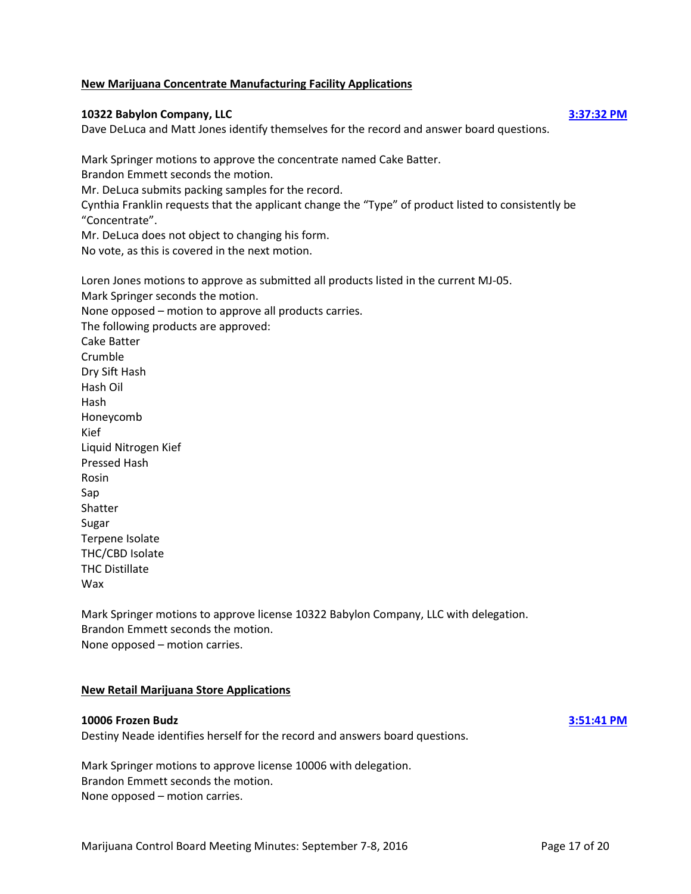**New Marijuana Concentrate Manufacturing Facility Applications**

**10322 Babylon Company, LLC** **3:37:32 PM**

Dave DeLuca and Matt Jones identify themselves for the record and answer board questions.

Mark Springer motions to approve the concentrate named Cake Batter.
Brandon Emmett seconds the motion.
Mr. DeLuca submits packing samples for the record.
Cynthia Franklin requests that the applicant change the "Type" of product listed to consistently be "Concentrate".
Mr. DeLuca does not object to changing his form.
No vote, as this is covered in the next motion.

Loren Jones motions to approve as submitted all products listed in the current MJ-05.
Mark Springer seconds the motion.
None opposed – motion to approve all products carries.
The following products are approved:
Cake Batter
Crumble
Dry Sift Hash
Hash Oil
Hash
Honeycomb
Kief
Liquid Nitrogen Kief
Pressed Hash
Rosin
Sap
Shatter
Sugar
Terpene Isolate
THC/CBD Isolate
THC Distillate
Wax

Mark Springer motions to approve license 10322 Babylon Company, LLC with delegation.
Brandon Emmett seconds the motion.
None opposed – motion carries.

**New Retail Marijuana Store Applications**

**10006 Frozen Budz** **3:51:41 PM**

Destiny Neade identifies herself for the record and answers board questions.

Mark Springer motions to approve license 10006 with delegation.
Brandon Emmett seconds the motion.
None opposed – motion carries.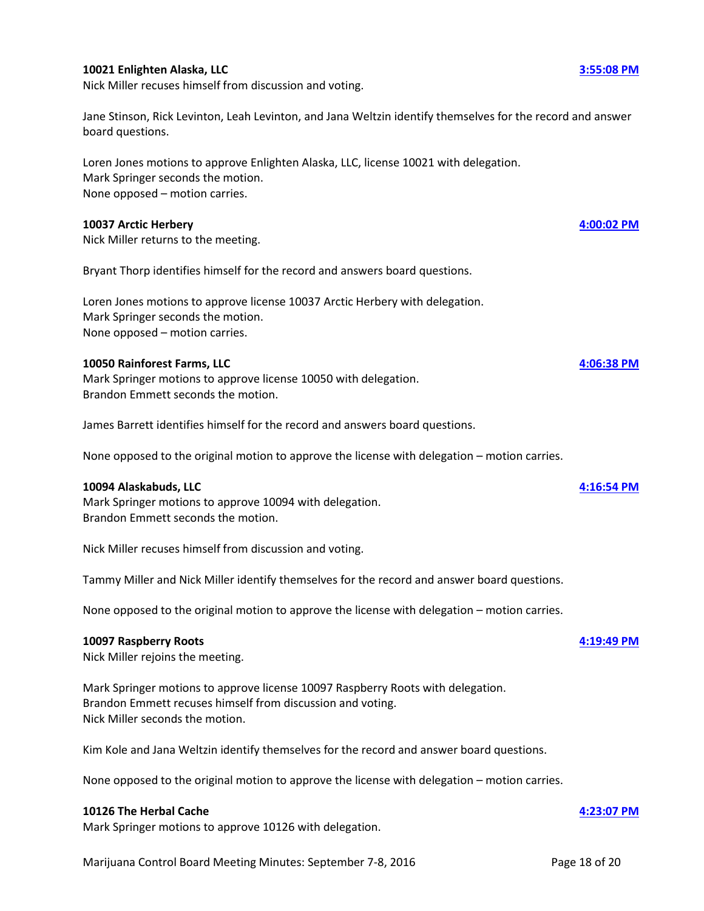**10021 Enlighten Alaska, LLC** **3:55:08 PM**

Nick Miller recuses himself from discussion and voting.

Jane Stinson, Rick Levinton, Leah Levinton, and Jana Weltzin identify themselves for the record and answer board questions.

Loren Jones motions to approve Enlighten Alaska, LLC, license 10021 with delegation.
Mark Springer seconds the motion.
None opposed – motion carries.

**10037 Arctic Herbery** **4:00:02 PM**

Nick Miller returns to the meeting.

Bryant Thorp identifies himself for the record and answers board questions.

Loren Jones motions to approve license 10037 Arctic Herbery with delegation.
Mark Springer seconds the motion.
None opposed – motion carries.

**10050 Rainforest Farms, LLC** **4:06:38 PM**

Mark Springer motions to approve license 10050 with delegation.
Brandon Emmett seconds the motion.

James Barrett identifies himself for the record and answers board questions.

None opposed to the original motion to approve the license with delegation – motion carries.

**10094 Alaskabuds, LLC** **4:16:54 PM**

Mark Springer motions to approve 10094 with delegation.
Brandon Emmett seconds the motion.

Nick Miller recuses himself from discussion and voting.

Tammy Miller and Nick Miller identify themselves for the record and answer board questions.

None opposed to the original motion to approve the license with delegation – motion carries.

**10097 Raspberry Roots** **4:19:49 PM**

Nick Miller rejoins the meeting.

Mark Springer motions to approve license 10097 Raspberry Roots with delegation.
Brandon Emmett recuses himself from discussion and voting.
Nick Miller seconds the motion.

Kim Kole and Jana Weltzin identify themselves for the record and answer board questions.

None opposed to the original motion to approve the license with delegation – motion carries.

**10126 The Herbal Cache** **4:23:07 PM**

Mark Springer motions to approve 10126 with delegation.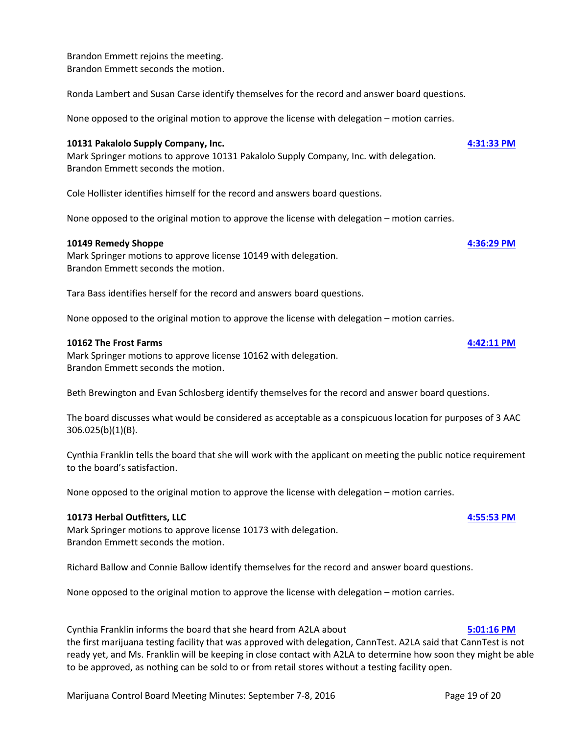Brandon Emmett rejoins the meeting.
Brandon Emmett seconds the motion.

Ronda Lambert and Susan Carse identify themselves for the record and answer board questions.

None opposed to the original motion to approve the license with delegation – motion carries.

**10131 Pakalolo Supply Company, Inc.** **4:31:33 PM**
Mark Springer motions to approve 10131 Pakalolo Supply Company, Inc. with delegation.
Brandon Emmett seconds the motion.

Cole Hollister identifies himself for the record and answers board questions.

None opposed to the original motion to approve the license with delegation – motion carries.

**10149 Remedy Shoppe** **4:36:29 PM**
Mark Springer motions to approve license 10149 with delegation.
Brandon Emmett seconds the motion.

Tara Bass identifies herself for the record and answers board questions.

None opposed to the original motion to approve the license with delegation – motion carries.

**10162 The Frost Farms** **4:42:11 PM**
Mark Springer motions to approve license 10162 with delegation.
Brandon Emmett seconds the motion.

Beth Brewington and Evan Schlosberg identify themselves for the record and answer board questions.

The board discusses what would be considered as acceptable as a conspicuous location for purposes of 3 AAC 306.025(b)(1)(B).

Cynthia Franklin tells the board that she will work with the applicant on meeting the public notice requirement to the board's satisfaction.

None opposed to the original motion to approve the license with delegation – motion carries.

**10173 Herbal Outfitters, LLC** **4:55:53 PM**
Mark Springer motions to approve license 10173 with delegation.
Brandon Emmett seconds the motion.

Richard Ballow and Connie Ballow identify themselves for the record and answer board questions.

None opposed to the original motion to approve the license with delegation – motion carries.

Cynthia Franklin informs the board that she heard from A2LA about **5:01:16 PM**
the first marijuana testing facility that was approved with delegation, CannTest. A2LA said that CannTest is not ready yet, and Ms. Franklin will be keeping in close contact with A2LA to determine how soon they might be able to be approved, as nothing can be sold to or from retail stores without a testing facility open.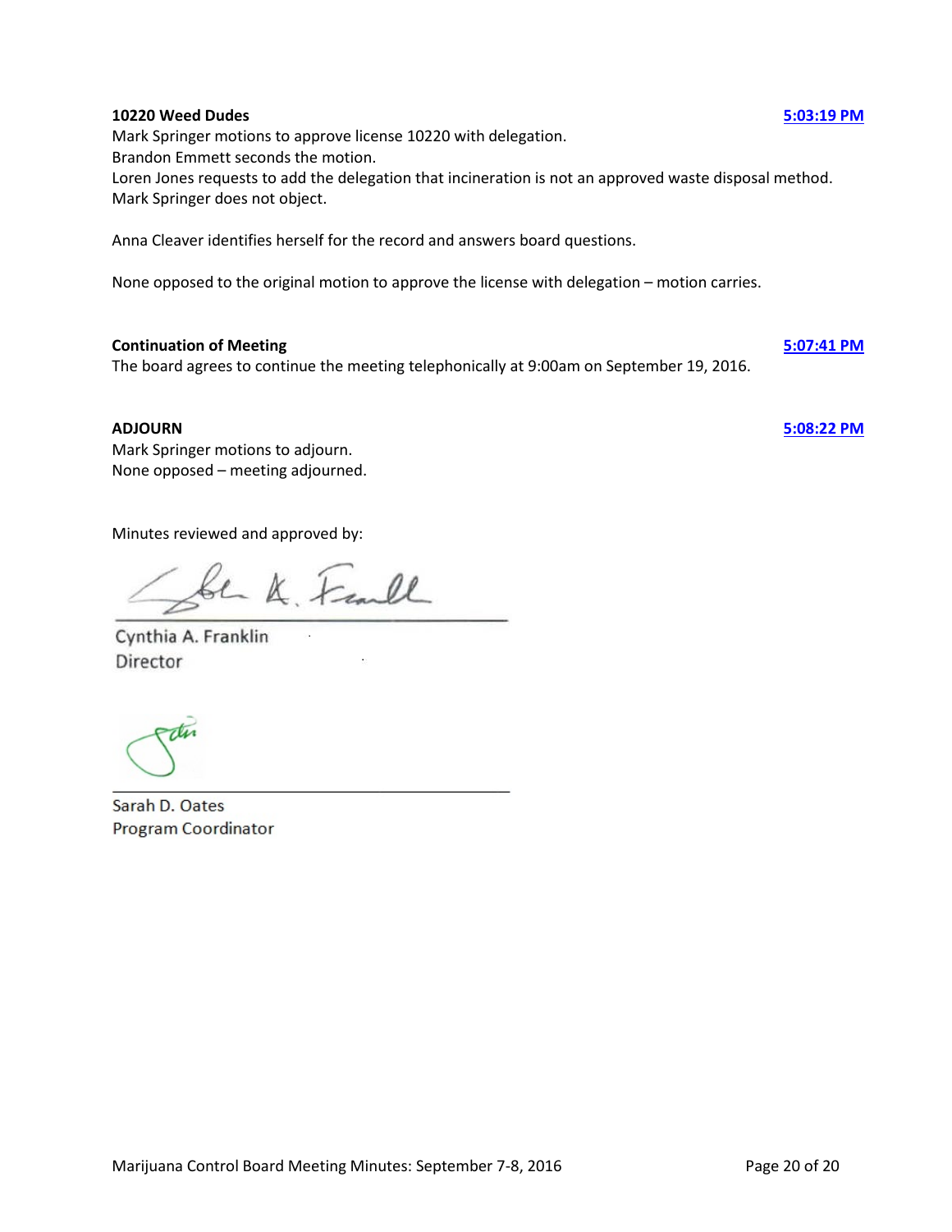**10220 Weed Dudes** 5:03:19 PM

Mark Springer motions to approve license 10220 with delegation.
Brandon Emmett seconds the motion.
Loren Jones requests to add the delegation that incineration is not an approved waste disposal method.
Mark Springer does not object.

Anna Cleaver identifies herself for the record and answers board questions.

None opposed to the original motion to approve the license with delegation – motion carries.

**Continuation of Meeting** 5:07:41 PM

The board agrees to continue the meeting telephonically at 9:00am on September 19, 2016.

**ADJOURN** 5:08:22 PM

Mark Springer motions to adjourn.
None opposed – meeting adjourned.

Minutes reviewed and approved by:

Cynthia A. Franklin
Director

Sarah D. Oates
Program Coordinator